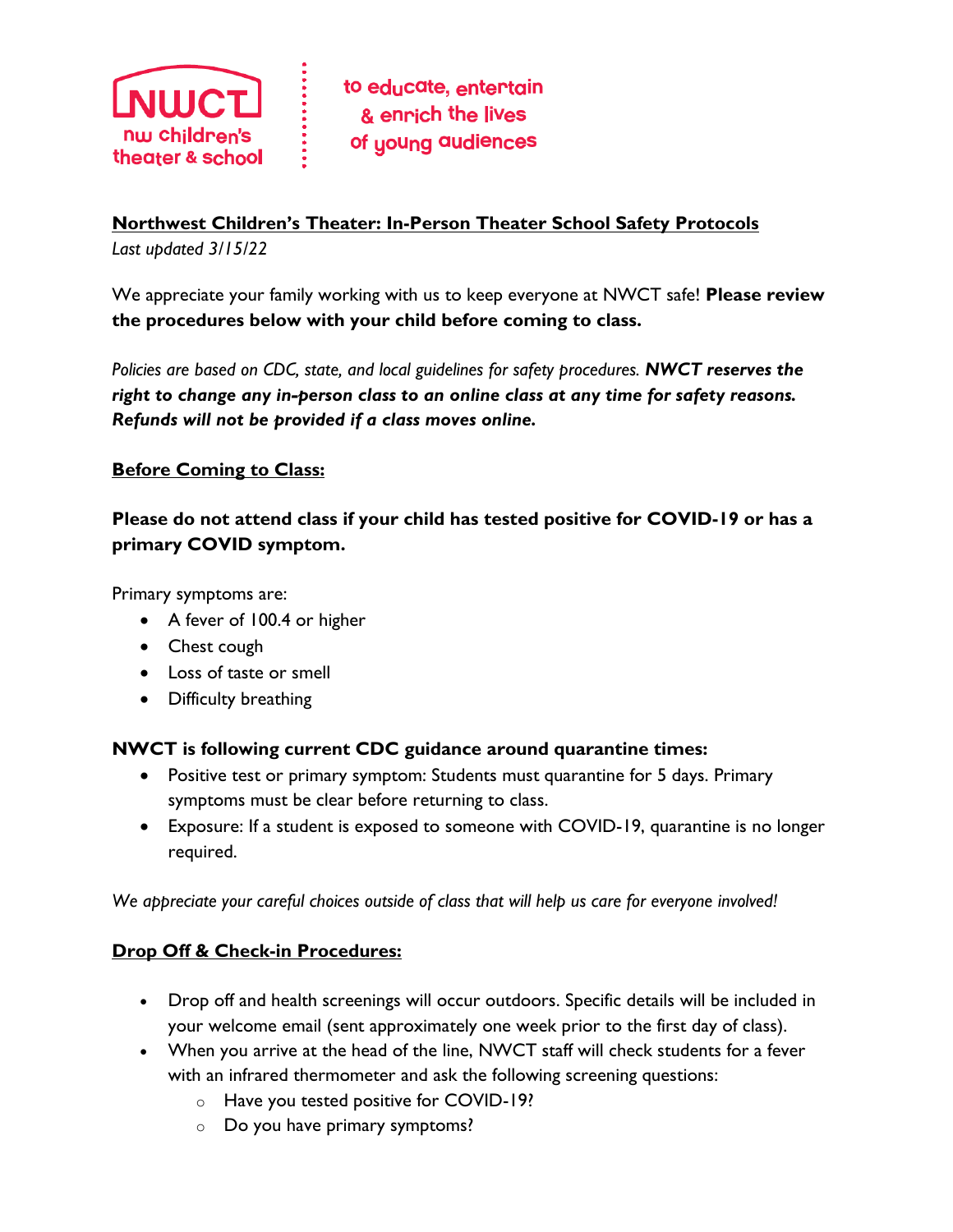NWCT nw children's theater & school

to educate, entertain & enrich the lives of young audiences

## Northwest Children's Theater: In-Person Theater School Safety Protocols

*Last updated 3/15/22*

We appreciate your family working with us to keep everyone at NWCT safe! **Please review the procedures below with your child before coming to class.**

*Policies are based on CDC, state, and local guidelines for safety procedures.* ***NWCT reserves the right to change any in-person class to an online class at any time for safety reasons. Refunds will not be provided if a class moves online.***

### Before Coming to Class:

**Please do not attend class if your child has tested positive for COVID-19 or has a primary COVID symptom.**

Primary symptoms are:

- A fever of 100.4 or higher
- Chest cough
- Loss of taste or smell
- Difficulty breathing

**NWCT is following current CDC guidance around quarantine times:**

- Positive test or primary symptom: Students must quarantine for 5 days. Primary symptoms must be clear before returning to class.
- Exposure: If a student is exposed to someone with COVID-19, quarantine is no longer required.

*We appreciate your careful choices outside of class that will help us care for everyone involved!*

### Drop Off & Check-in Procedures:

- Drop off and health screenings will occur outdoors. Specific details will be included in your welcome email (sent approximately one week prior to the first day of class).
- When you arrive at the head of the line, NWCT staff will check students for a fever with an infrared thermometer and ask the following screening questions:
    - Have you tested positive for COVID-19?
    - Do you have primary symptoms?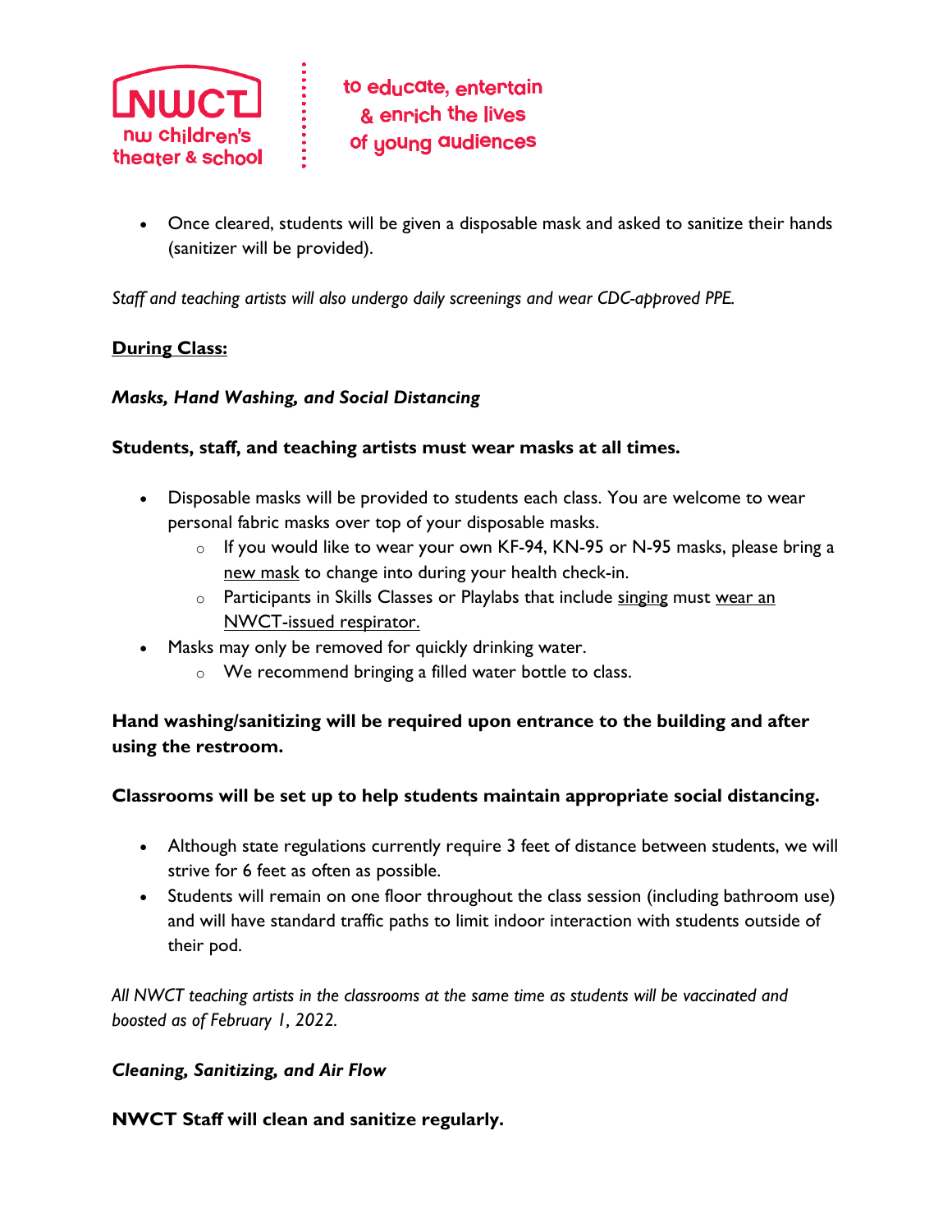- Once cleared, students will be given a disposable mask and asked to sanitize their hands (sanitizer will be provided).

*Staff and teaching artists will also undergo daily screenings and wear CDC-approved PPE.*

**<u>During Class:</u>**

***Masks, Hand Washing, and Social Distancing***

**Students, staff, and teaching artists must wear masks at all times.**

- Disposable masks will be provided to students each class. You are welcome to wear personal fabric masks over top of your disposable masks.
    - If you would like to wear your own KF-94, KN-95 or N-95 masks, please bring a <u>new mask</u> to change into during your health check-in.
    - Participants in Skills Classes or Playlabs that include <u>singing</u> must <u>wear an NWCT-issued respirator.</u>
- Masks may only be removed for quickly drinking water.
    - We recommend bringing a filled water bottle to class.

**Hand washing/sanitizing will be required upon entrance to the building and after using the restroom.**

**Classrooms will be set up to help students maintain appropriate social distancing.**

- Although state regulations currently require 3 feet of distance between students, we will strive for 6 feet as often as possible.
- Students will remain on one floor throughout the class session (including bathroom use) and will have standard traffic paths to limit indoor interaction with students outside of their pod.

*All NWCT teaching artists in the classrooms at the same time as students will be vaccinated and boosted as of February 1, 2022.*

***Cleaning, Sanitizing, and Air Flow***

**NWCT Staff will clean and sanitize regularly.**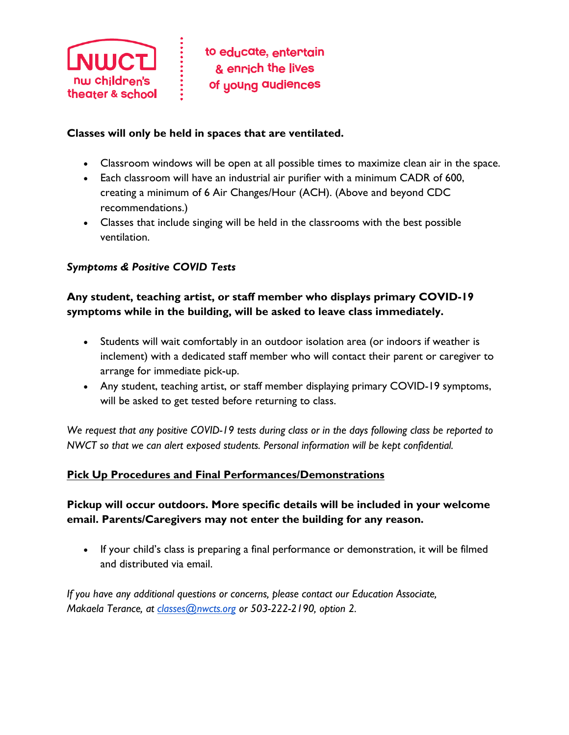NWCT nw children's theater & school

to educate, entertain & enrich the lives of young audiences

**Classes will only be held in spaces that are ventilated.**

- Classroom windows will be open at all possible times to maximize clean air in the space.
- Each classroom will have an industrial air purifier with a minimum CADR of 600, creating a minimum of 6 Air Changes/Hour (ACH). (Above and beyond CDC recommendations.)
- Classes that include singing will be held in the classrooms with the best possible ventilation.

***Symptoms & Positive COVID Tests***

**Any student, teaching artist, or staff member who displays primary COVID-19 symptoms while in the building, will be asked to leave class immediately.**

- Students will wait comfortably in an outdoor isolation area (or indoors if weather is inclement) with a dedicated staff member who will contact their parent or caregiver to arrange for immediate pick-up.
- Any student, teaching artist, or staff member displaying primary COVID-19 symptoms, will be asked to get tested before returning to class.

*We request that any positive COVID-19 tests during class or in the days following class be reported to NWCT so that we can alert exposed students. Personal information will be kept confidential.*

## Pick Up Procedures and Final Performances/Demonstrations

**Pickup will occur outdoors. More specific details will be included in your welcome email. Parents/Caregivers may not enter the building for any reason.**

- If your child's class is preparing a final performance or demonstration, it will be filmed and distributed via email.

*If you have any additional questions or concerns, please contact our Education Associate, Makaela Terance, at [classes@nwcts.org](mailto:classes@nwcts.org) or 503-222-2190, option 2.*